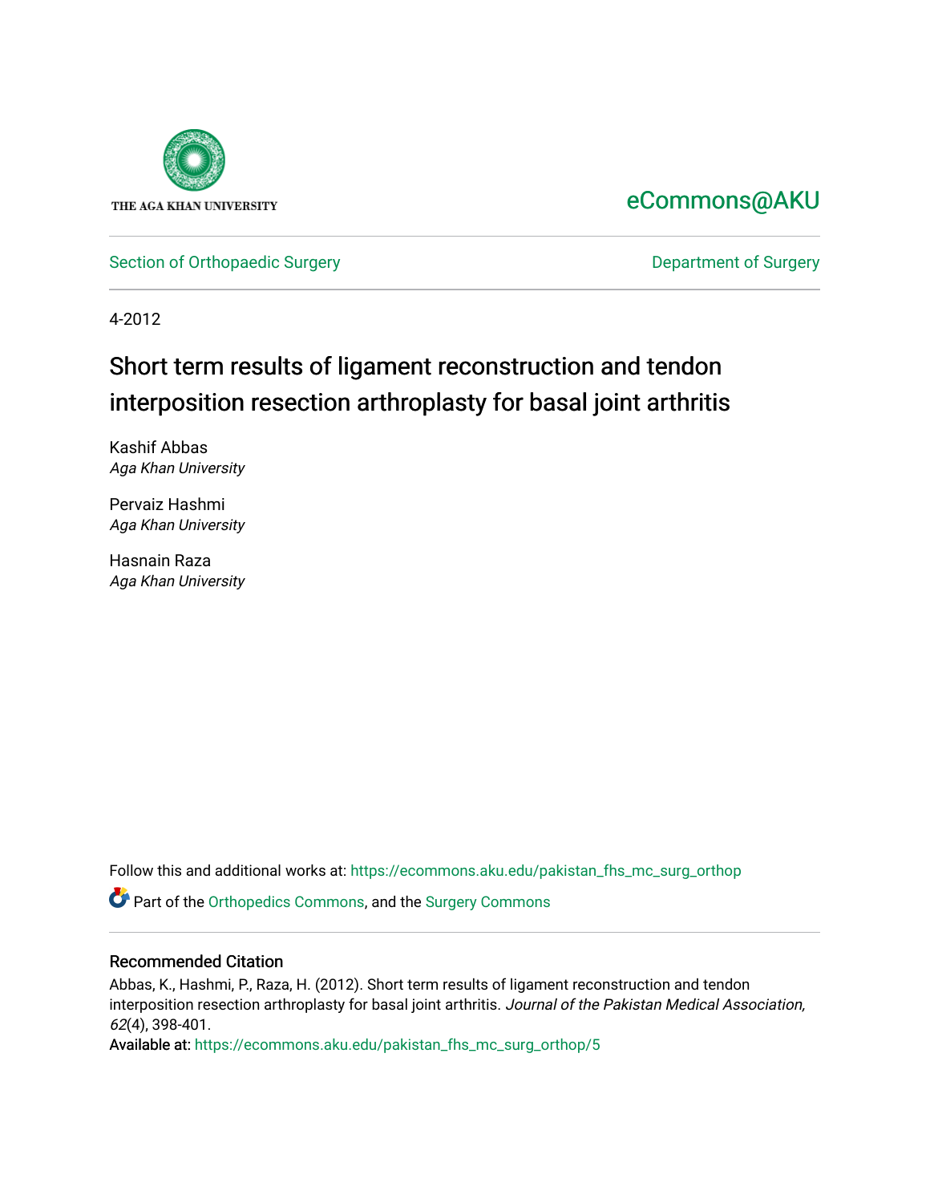THE AGA KHAN UNIVERSITY

eCommons@AKU

Section of Orthopaedic Surgery

Department of Surgery

4-2012

# Short term results of ligament reconstruction and tendon interposition resection arthroplasty for basal joint arthritis

Kashif Abbas
*Aga Khan University*

Pervaiz Hashmi
*Aga Khan University*

Hasnain Raza
*Aga Khan University*

Follow this and additional works at: https://ecommons.aku.edu/pakistan_fhs_mc_surg_orthop

Part of the Orthopedics Commons, and the Surgery Commons

## Recommended Citation

Abbas, K., Hashmi, P., Raza, H. (2012). Short term results of ligament reconstruction and tendon interposition resection arthroplasty for basal joint arthritis. *Journal of the Pakistan Medical Association, 62*(4), 398-401.
Available at: https://ecommons.aku.edu/pakistan_fhs_mc_surg_orthop/5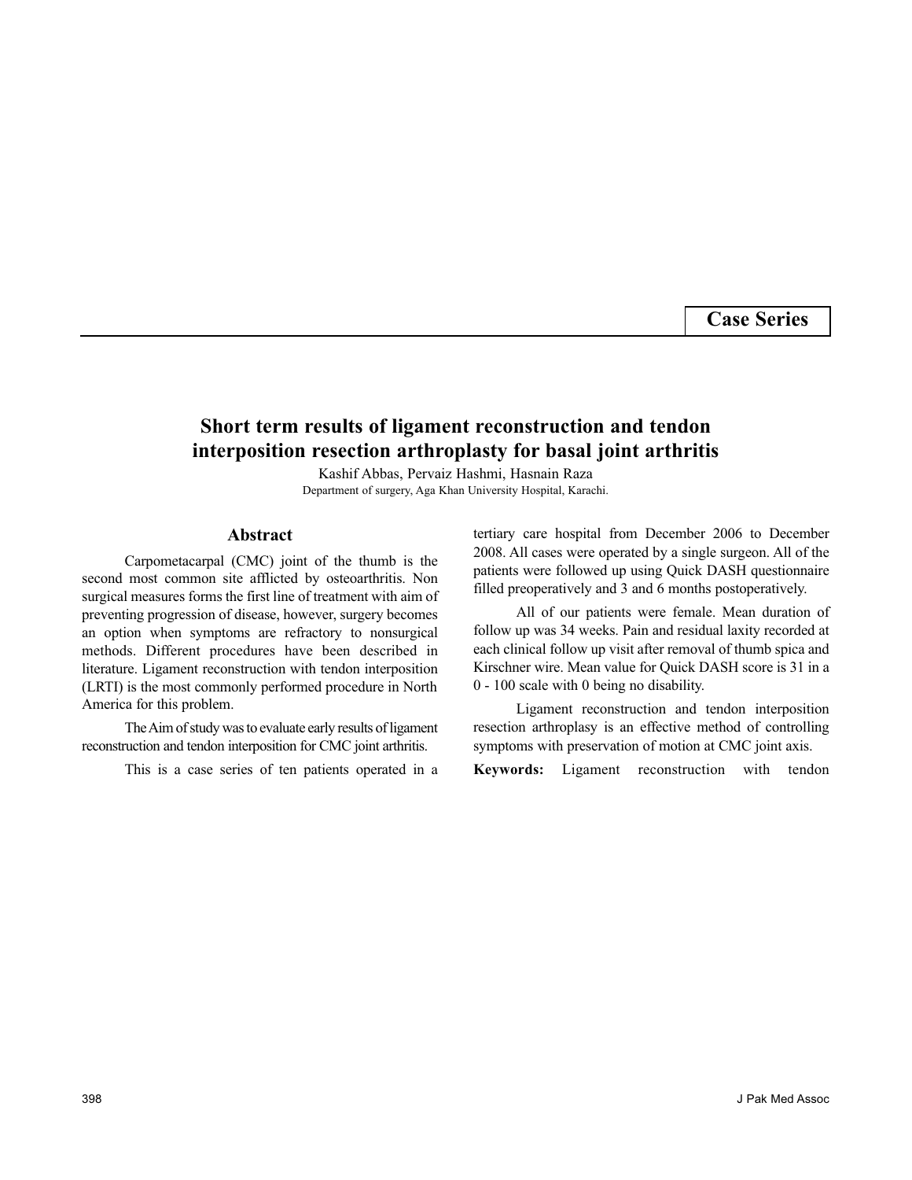**Case Series**

# Short term results of ligament reconstruction and tendon interposition resection arthroplasty for basal joint arthritis

Kashif Abbas, Pervaiz Hashmi, Hasnain Raza

Department of surgery, Aga Khan University Hospital, Karachi.

## Abstract

Carpometacarpal (CMC) joint of the thumb is the second most common site afflicted by osteoarthritis. Non surgical measures forms the first line of treatment with aim of preventing progression of disease, however, surgery becomes an option when symptoms are refractory to nonsurgical methods. Different procedures have been described in literature. Ligament reconstruction with tendon interposition (LRTI) is the most commonly performed procedure in North America for this problem.

The Aim of study was to evaluate early results of ligament reconstruction and tendon interposition for CMC joint arthritis.

This is a case series of ten patients operated in a tertiary care hospital from December 2006 to December 2008. All cases were operated by a single surgeon. All of the patients were followed up using Quick DASH questionnaire filled preoperatively and 3 and 6 months postoperatively.

All of our patients were female. Mean duration of follow up was 34 weeks. Pain and residual laxity recorded at each clinical follow up visit after removal of thumb spica and Kirschner wire. Mean value for Quick DASH score is 31 in a 0 - 100 scale with 0 being no disability.

Ligament reconstruction and tendon interposition resection arthroplasy is an effective method of controlling symptoms with preservation of motion at CMC joint axis.

**Keywords:** Ligament reconstruction with tendon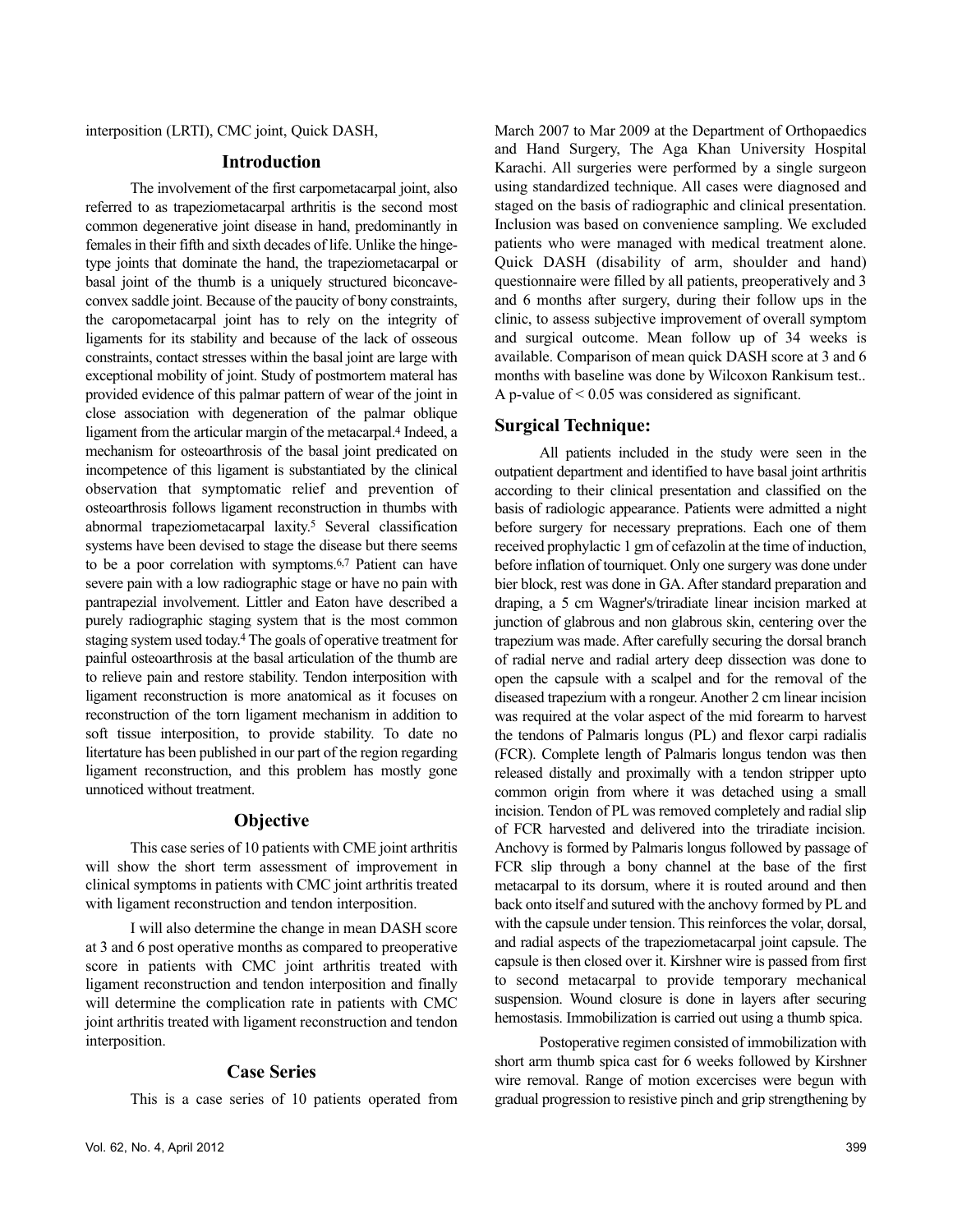interposition (LRTI), CMC joint, Quick DASH,

## Introduction

The involvement of the first carpometacarpal joint, also referred to as trapeziometacarpal arthritis is the second most common degenerative joint disease in hand, predominantly in females in their fifth and sixth decades of life. Unlike the hinge-type joints that dominate the hand, the trapeziometacarpal or basal joint of the thumb is a uniquely structured biconcave-convex saddle joint. Because of the paucity of bony constraints, the caropometacarpal joint has to rely on the integrity of ligaments for its stability and because of the lack of osseous constraints, contact stresses within the basal joint are large with exceptional mobility of joint. Study of postmortem materal has provided evidence of this palmar pattern of wear of the joint in close association with degeneration of the palmar oblique ligament from the articular margin of the metacarpal.[4] Indeed, a mechanism for osteoarthrosis of the basal joint predicated on incompetence of this ligament is substantiated by the clinical observation that symptomatic relief and prevention of osteoarthrosis follows ligament reconstruction in thumbs with abnormal trapeziometacarpal laxity.[5] Several classification systems have been devised to stage the disease but there seems to be a poor correlation with symptoms.[6,7] Patient can have severe pain with a low radiographic stage or have no pain with pantrapezial involvement. Littler and Eaton have described a purely radiographic staging system that is the most common staging system used today.[4] The goals of operative treatment for painful osteoarthrosis at the basal articulation of the thumb are to relieve pain and restore stability. Tendon interposition with ligament reconstruction is more anatomical as it focuses on reconstruction of the torn ligament mechanism in addition to soft tissue interposition, to provide stability. To date no litertature has been published in our part of the region regarding ligament reconstruction, and this problem has mostly gone unnoticed without treatment.

## Objective

This case series of 10 patients with CME joint arthritis will show the short term assessment of improvement in clinical symptoms in patients with CMC joint arthritis treated with ligament reconstruction and tendon interposition.

I will also determine the change in mean DASH score at 3 and 6 post operative months as compared to preoperative score in patients with CMC joint arthritis treated with ligament reconstruction and tendon interposition and finally will determine the complication rate in patients with CMC joint arthritis treated with ligament reconstruction and tendon interposition.

## Case Series

This is a case series of 10 patients operated from March 2007 to Mar 2009 at the Department of Orthopaedics and Hand Surgery, The Aga Khan University Hospital Karachi. All surgeries were performed by a single surgeon using standardized technique. All cases were diagnosed and staged on the basis of radiographic and clinical presentation. Inclusion was based on convenience sampling. We excluded patients who were managed with medical treatment alone. Quick DASH (disability of arm, shoulder and hand) questionnaire were filled by all patients, preoperatively and 3 and 6 months after surgery, during their follow ups in the clinic, to assess subjective improvement of overall symptom and surgical outcome. Mean follow up of 34 weeks is available. Comparison of mean quick DASH score at 3 and 6 months with baseline was done by Wilcoxon Rankisum test.. A p-value of $< 0.05$ was considered as significant.

## Surgical Technique:

All patients included in the study were seen in the outpatient department and identified to have basal joint arthritis according to their clinical presentation and classified on the basis of radiologic appearance. Patients were admitted a night before surgery for necessary preprations. Each one of them received prophylactic 1 gm of cefazolin at the time of induction, before inflation of tourniquet. Only one surgery was done under bier block, rest was done in GA. After standard preparation and draping, a 5 cm Wagner's/triradiate linear incision marked at junction of glabrous and non glabrous skin, centering over the trapezium was made. After carefully securing the dorsal branch of radial nerve and radial artery deep dissection was done to open the capsule with a scalpel and for the removal of the diseased trapezium with a rongeur. Another 2 cm linear incision was required at the volar aspect of the mid forearm to harvest the tendons of Palmaris longus (PL) and flexor carpi radialis (FCR). Complete length of Palmaris longus tendon was then released distally and proximally with a tendon stripper upto common origin from where it was detached using a small incision. Tendon of PL was removed completely and radial slip of FCR harvested and delivered into the triradiate incision. Anchovy is formed by Palmaris longus followed by passage of FCR slip through a bony channel at the base of the first metacarpal to its dorsum, where it is routed around and then back onto itself and sutured with the anchovy formed by PL and with the capsule under tension. This reinforces the volar, dorsal, and radial aspects of the trapeziometacarpal joint capsule. The capsule is then closed over it. Kirshner wire is passed from first to second metacarpal to provide temporary mechanical suspension. Wound closure is done in layers after securing hemostasis. Immobilization is carried out using a thumb spica.

Postoperative regimen consisted of immobilization with short arm thumb spica cast for 6 weeks followed by Kirshner wire removal. Range of motion excercises were begun with gradual progression to resistive pinch and grip strengthening by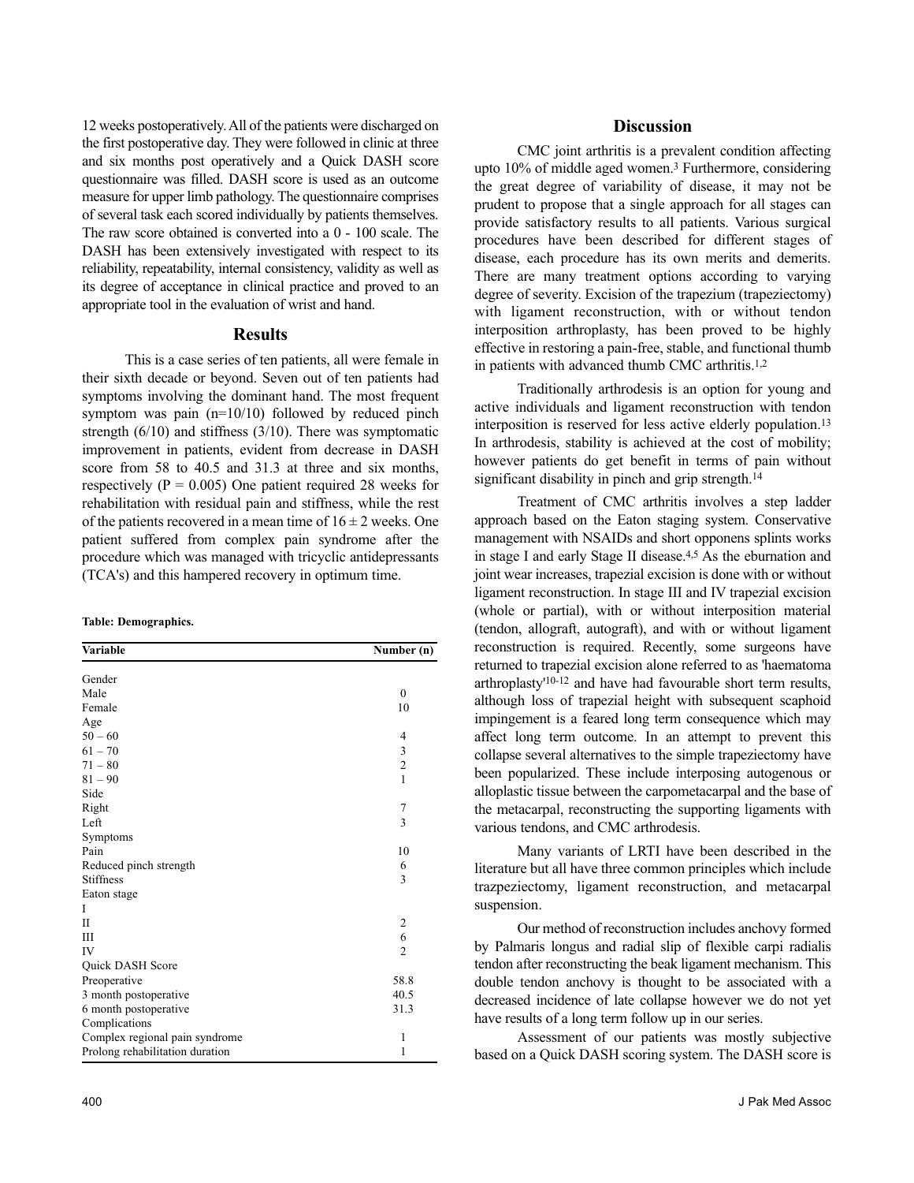12 weeks postoperatively. All of the patients were discharged on the first postoperative day. They were followed in clinic at three and six months post operatively and a Quick DASH score questionnaire was filled. DASH score is used as an outcome measure for upper limb pathology. The questionnaire comprises of several task each scored individually by patients themselves. The raw score obtained is converted into a 0 - 100 scale. The DASH has been extensively investigated with respect to its reliability, repeatability, internal consistency, validity as well as its degree of acceptance in clinical practice and proved to an appropriate tool in the evaluation of wrist and hand.

## Results

This is a case series of ten patients, all were female in their sixth decade or beyond. Seven out of ten patients had symptoms involving the dominant hand. The most frequent symptom was pain (n=10/10) followed by reduced pinch strength (6/10) and stiffness (3/10). There was symptomatic improvement in patients, evident from decrease in DASH score from 58 to 40.5 and 31.3 at three and six months, respectively (P = 0.005) One patient required 28 weeks for rehabilitation with residual pain and stiffness, while the rest of the patients recovered in a mean time of $16 \pm 2$ weeks. One patient suffered from complex pain syndrome after the procedure which was managed with tricyclic antidepressants (TCA's) and this hampered recovery in optimum time.

**Table: Demographics.**

| Variable | Number (n) |
|---|---|
| Gender | |
| Male | 0 |
| Female | 10 |
| Age | |
| 50 – 60 | 4 |
| 61 – 70 | 3 |
| 71 – 80 | 2 |
| 81 – 90 | 1 |
| Side | |
| Right | 7 |
| Left | 3 |
| Symptoms | |
| Pain | 10 |
| Reduced pinch strength | 6 |
| Stiffness | 3 |
| Eaton stage | |
| I | |
| II | 2 |
| III | 6 |
| IV | 2 |
| Quick DASH Score | |
| Preoperative | 58.8 |
| 3 month postoperative | 40.5 |
| 6 month postoperative | 31.3 |
| Complications | |
| Complex regional pain syndrome | 1 |
| Prolong rehabilitation duration | 1 |

## Discussion

CMC joint arthritis is a prevalent condition affecting upto 10% of middle aged women.[3] Furthermore, considering the great degree of variability of disease, it may not be prudent to propose that a single approach for all stages can provide satisfactory results to all patients. Various surgical procedures have been described for different stages of disease, each procedure has its own merits and demerits. There are many treatment options according to varying degree of severity. Excision of the trapezium (trapeziectomy) with ligament reconstruction, with or without tendon interposition arthroplasty, has been proved to be highly effective in restoring a pain-free, stable, and functional thumb in patients with advanced thumb CMC arthritis.[1,2]

Traditionally arthrodesis is an option for young and active individuals and ligament reconstruction with tendon interposition is reserved for less active elderly population.[13] In arthrodesis, stability is achieved at the cost of mobility; however patients do get benefit in terms of pain without significant disability in pinch and grip strength.[14]

Treatment of CMC arthritis involves a step ladder approach based on the Eaton staging system. Conservative management with NSAIDs and short opponens splints works in stage I and early Stage II disease.[4,5] As the eburnation and joint wear increases, trapezial excision is done with or without ligament reconstruction. In stage III and IV trapezial excision (whole or partial), with or without interposition material (tendon, allograft, autograft), and with or without ligament reconstruction is required. Recently, some surgeons have returned to trapezial excision alone referred to as 'haematoma arthroplasty'[10-12] and have had favourable short term results, although loss of trapezial height with subsequent scaphoid impingement is a feared long term consequence which may affect long term outcome. In an attempt to prevent this collapse several alternatives to the simple trapeziectomy have been popularized. These include interposing autogenous or alloplastic tissue between the carpometacarpal and the base of the metacarpal, reconstructing the supporting ligaments with various tendons, and CMC arthrodesis.

Many variants of LRTI have been described in the literature but all have three common principles which include trazpeziectomy, ligament reconstruction, and metacarpal suspension.

Our method of reconstruction includes anchovy formed by Palmaris longus and radial slip of flexible carpi radialis tendon after reconstructing the beak ligament mechanism. This double tendon anchovy is thought to be associated with a decreased incidence of late collapse however we do not yet have results of a long term follow up in our series.

Assessment of our patients was mostly subjective based on a Quick DASH scoring system. The DASH score is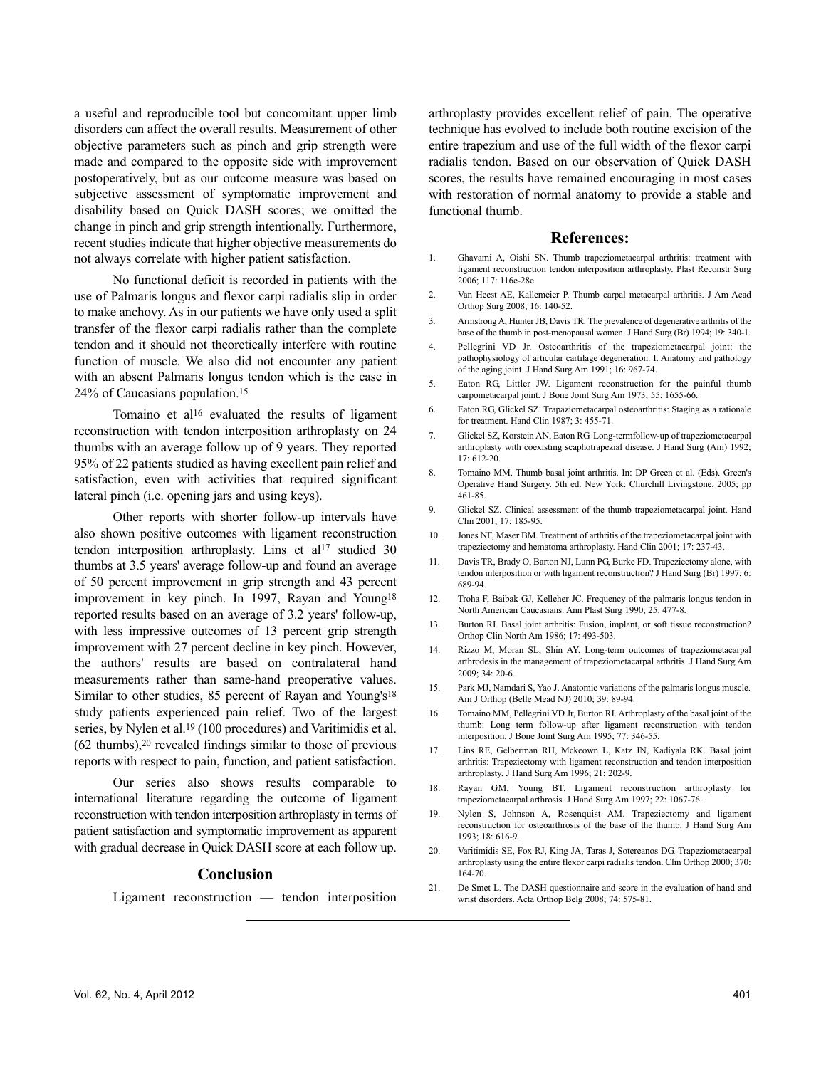a useful and reproducible tool but concomitant upper limb disorders can affect the overall results. Measurement of other objective parameters such as pinch and grip strength were made and compared to the opposite side with improvement postoperatively, but as our outcome measure was based on subjective assessment of symptomatic improvement and disability based on Quick DASH scores; we omitted the change in pinch and grip strength intentionally. Furthermore, recent studies indicate that higher objective measurements do not always correlate with higher patient satisfaction.

No functional deficit is recorded in patients with the use of Palmaris longus and flexor carpi radialis slip in order to make anchovy. As in our patients we have only used a split transfer of the flexor carpi radialis rather than the complete tendon and it should not theoretically interfere with routine function of muscle. We also did not encounter any patient with an absent Palmaris longus tendon which is the case in 24% of Caucasians population.[15]

Tomaino et al[16] evaluated the results of ligament reconstruction with tendon interposition arthroplasty on 24 thumbs with an average follow up of 9 years. They reported 95% of 22 patients studied as having excellent pain relief and satisfaction, even with activities that required significant lateral pinch (i.e. opening jars and using keys).

Other reports with shorter follow-up intervals have also shown positive outcomes with ligament reconstruction tendon interposition arthroplasty. Lins et al[17] studied 30 thumbs at 3.5 years' average follow-up and found an average of 50 percent improvement in grip strength and 43 percent improvement in key pinch. In 1997, Rayan and Young[18] reported results based on an average of 3.2 years' follow-up, with less impressive outcomes of 13 percent grip strength improvement with 27 percent decline in key pinch. However, the authors' results are based on contralateral hand measurements rather than same-hand preoperative values. Similar to other studies, 85 percent of Rayan and Young's[18] study patients experienced pain relief. Two of the largest series, by Nylen et al.[19] (100 procedures) and Varitimidis et al. (62 thumbs),[20] revealed findings similar to those of previous reports with respect to pain, function, and patient satisfaction.

Our series also shows results comparable to international literature regarding the outcome of ligament reconstruction with tendon interposition arthroplasty in terms of patient satisfaction and symptomatic improvement as apparent with gradual decrease in Quick DASH score at each follow up.

## Conclusion

Ligament reconstruction — tendon interposition arthroplasty provides excellent relief of pain. The operative technique has evolved to include both routine excision of the entire trapezium and use of the full width of the flexor carpi radialis tendon. Based on our observation of Quick DASH scores, the results have remained encouraging in most cases with restoration of normal anatomy to provide a stable and functional thumb.

## References:

1. Ghavami A, Oishi SN. Thumb trapeziometacarpal arthritis: treatment with ligament reconstruction tendon interposition arthroplasty. Plast Reconstr Surg 2006; 117: 116e-28e.
2. Van Heest AE, Kallemeier P. Thumb carpal metacarpal arthritis. J Am Acad Orthop Surg 2008; 16: 140-52.
3. Armstrong A, Hunter JB, Davis TR. The prevalence of degenerative arthritis of the base of the thumb in post-menopausal women. J Hand Surg (Br) 1994; 19: 340-1.
4. Pellegrini VD Jr. Osteoarthritis of the trapeziometacarpal joint: the pathophysiology of articular cartilage degeneration. I. Anatomy and pathology of the aging joint. J Hand Surg Am 1991; 16: 967-74.
5. Eaton RG, Littler JW. Ligament reconstruction for the painful thumb carpometacarpal joint. J Bone Joint Surg Am 1973; 55: 1655-66.
6. Eaton RG, Glickel SZ. Trapaziometacarpal osteoarthritis: Staging as a rationale for treatment. Hand Clin 1987; 3: 455-71.
7. Glickel SZ, Korstein AN, Eaton RG. Long-termfollow-up of trapeziometacarpal arthroplasty with coexisting scaphotrapezial disease. J Hand Surg (Am) 1992; 17: 612-20.
8. Tomaino MM. Thumb basal joint arthritis. In: DP Green et al. (Eds). Green's Operative Hand Surgery. 5th ed. New York: Churchill Livingstone, 2005; pp 461-85.
9. Glickel SZ. Clinical assessment of the thumb trapeziometacarpal joint. Hand Clin 2001; 17: 185-95.
10. Jones NF, Maser BM. Treatment of arthritis of the trapeziometacarpal joint with trapeziectomy and hematoma arthroplasty. Hand Clin 2001; 17: 237-43.
11. Davis TR, Brady O, Barton NJ, Lunn PG, Burke FD. Trapeziectomy alone, with tendon interposition or with ligament reconstruction? J Hand Surg (Br) 1997; 6: 689-94.
12. Troha F, Baibak GJ, Kelleher JC. Frequency of the palmaris longus tendon in North American Caucasians. Ann Plast Surg 1990; 25: 477-8.
13. Burton RI. Basal joint arthritis: Fusion, implant, or soft tissue reconstruction? Orthop Clin North Am 1986; 17: 493-503.
14. Rizzo M, Moran SL, Shin AY. Long-term outcomes of trapeziometacarpal arthrodesis in the management of trapeziometacarpal arthritis. J Hand Surg Am 2009; 34: 20-6.
15. Park MJ, Namdari S, Yao J. Anatomic variations of the palmaris longus muscle. Am J Orthop (Belle Mead NJ) 2010; 39: 89-94.
16. Tomaino MM, Pellegrini VD Jr, Burton RI. Arthroplasty of the basal joint of the thumb: Long term follow-up after ligament reconstruction with tendon interposition. J Bone Joint Surg Am 1995; 77: 346-55.
17. Lins RE, Gelberman RH, Mckeown L, Katz JN, Kadiyala RK. Basal joint arthritis: Trapeziectomy with ligament reconstruction and tendon interposition arthroplasty. J Hand Surg Am 1996; 21: 202-9.
18. Rayan GM, Young BT. Ligament reconstruction arthroplasty for trapeziometacarpal arthrosis. J Hand Surg Am 1997; 22: 1067-76.
19. Nylen S, Johnson A, Rosenquist AM. Trapeziectomy and ligament reconstruction for osteoarthrosis of the base of the thumb. J Hand Surg Am 1993; 18: 616-9.
20. Varitimidis SE, Fox RJ, King JA, Taras J, Sotereanos DG. Trapeziometacarpal arthroplasty using the entire flexor carpi radialis tendon. Clin Orthop 2000; 370: 164-70.
21. De Smet L. The DASH questionnaire and score in the evaluation of hand and wrist disorders. Acta Orthop Belg 2008; 74: 575-81.